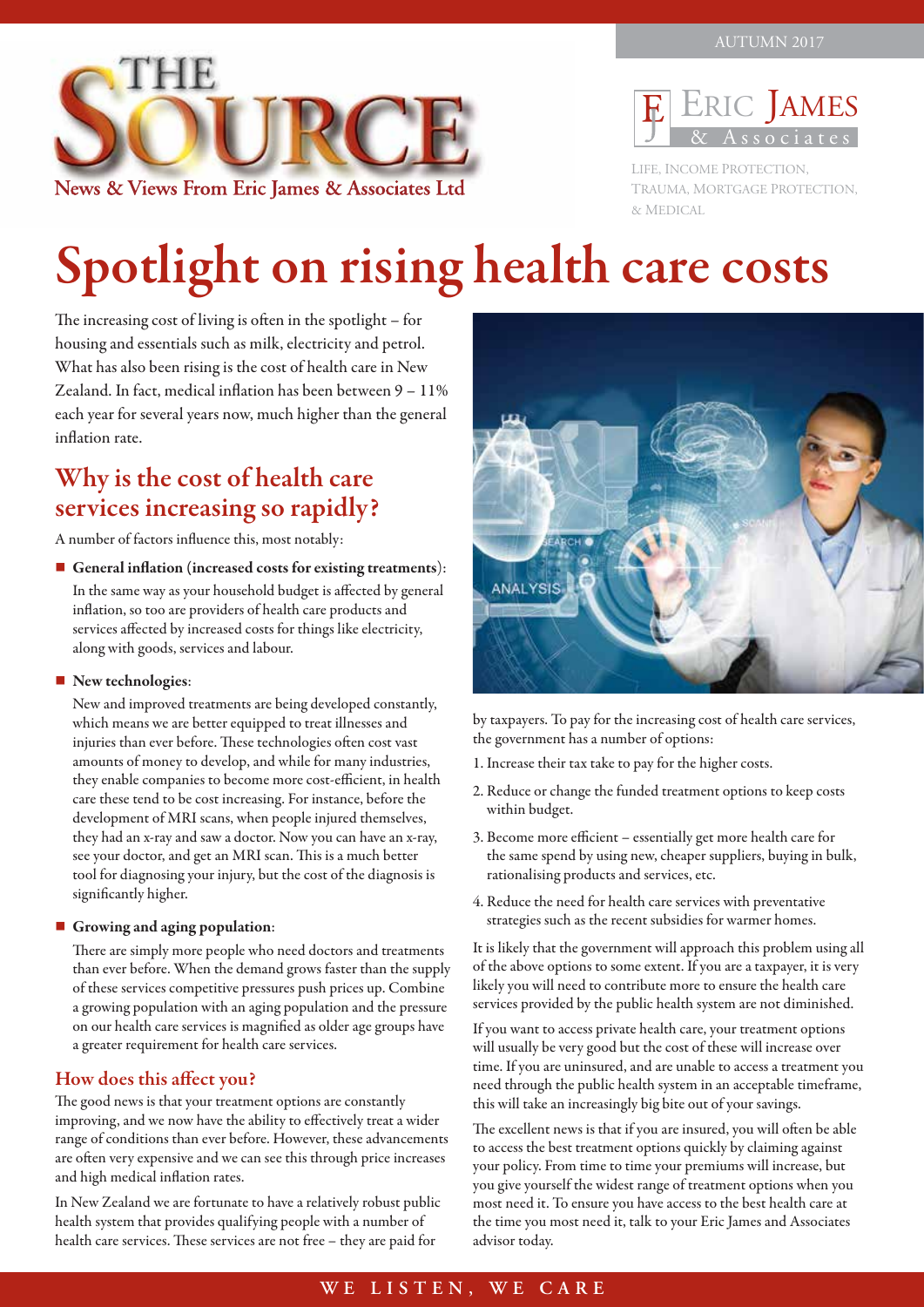# THE SOURCE

**News & Views From Eric James & Associates Ltd**

AUTUMN 2017

Eric James & Associates

Life, Income Protection, Trauma, Mortgage Protection, & Medical

# Spotlight on rising health care costs

The increasing cost of living is often in the spotlight – for housing and essentials such as milk, electricity and petrol. What has also been rising is the cost of health care in New Zealand. In fact, medical inflation has been between 9 – 11% each year for several years now, much higher than the general inflation rate.

## Why is the cost of health care services increasing so rapidly?

A number of factors influence this, most notably:

- **General inflation (increased costs for existing treatments)**:
  In the same way as your household budget is affected by general inflation, so too are providers of health care products and services affected by increased costs for things like electricity, along with goods, services and labour.

- **New technologies**:
  New and improved treatments are being developed constantly, which means we are better equipped to treat illnesses and injuries than ever before. These technologies often cost vast amounts of money to develop, and while for many industries, they enable companies to become more cost-efficient, in health care these tend to be cost increasing. For instance, before the development of MRI scans, when people injured themselves, they had an x-ray and saw a doctor. Now you can have an x-ray, see your doctor, and get an MRI scan. This is a much better tool for diagnosing your injury, but the cost of the diagnosis is significantly higher.

- **Growing and aging population**:
  There are simply more people who need doctors and treatments than ever before. When the demand grows faster than the supply of these services competitive pressures push prices up. Combine a growing population with an aging population and the pressure on our health care services is magnified as older age groups have a greater requirement for health care services.

## How does this affect you?

The good news is that your treatment options are constantly improving, and we now have the ability to effectively treat a wider range of conditions than ever before. However, these advancements are often very expensive and we can see this through price increases and high medical inflation rates.

In New Zealand we are fortunate to have a relatively robust public health system that provides qualifying people with a number of health care services. These services are not free – they are paid for by taxpayers. To pay for the increasing cost of health care services, the government has a number of options:

1. Increase their tax take to pay for the higher costs.
2. Reduce or change the funded treatment options to keep costs within budget.
3. Become more efficient – essentially get more health care for the same spend by using new, cheaper suppliers, buying in bulk, rationalising products and services, etc.
4. Reduce the need for health care services with preventative strategies such as the recent subsidies for warmer homes.

It is likely that the government will approach this problem using all of the above options to some extent. If you are a taxpayer, it is very likely you will need to contribute more to ensure the health care services provided by the public health system are not diminished.

If you want to access private health care, your treatment options will usually be very good but the cost of these will increase over time. If you are uninsured, and are unable to access a treatment you need through the public health system in an acceptable timeframe, this will take an increasingly big bite out of your savings.

The excellent news is that if you are insured, you will often be able to access the best treatment options quickly by claiming against your policy. From time to time your premiums will increase, but you give yourself the widest range of treatment options when you most need it. To ensure you have access to the best health care at the time you most need it, talk to your Eric James and Associates advisor today.

WE LISTEN, WE CARE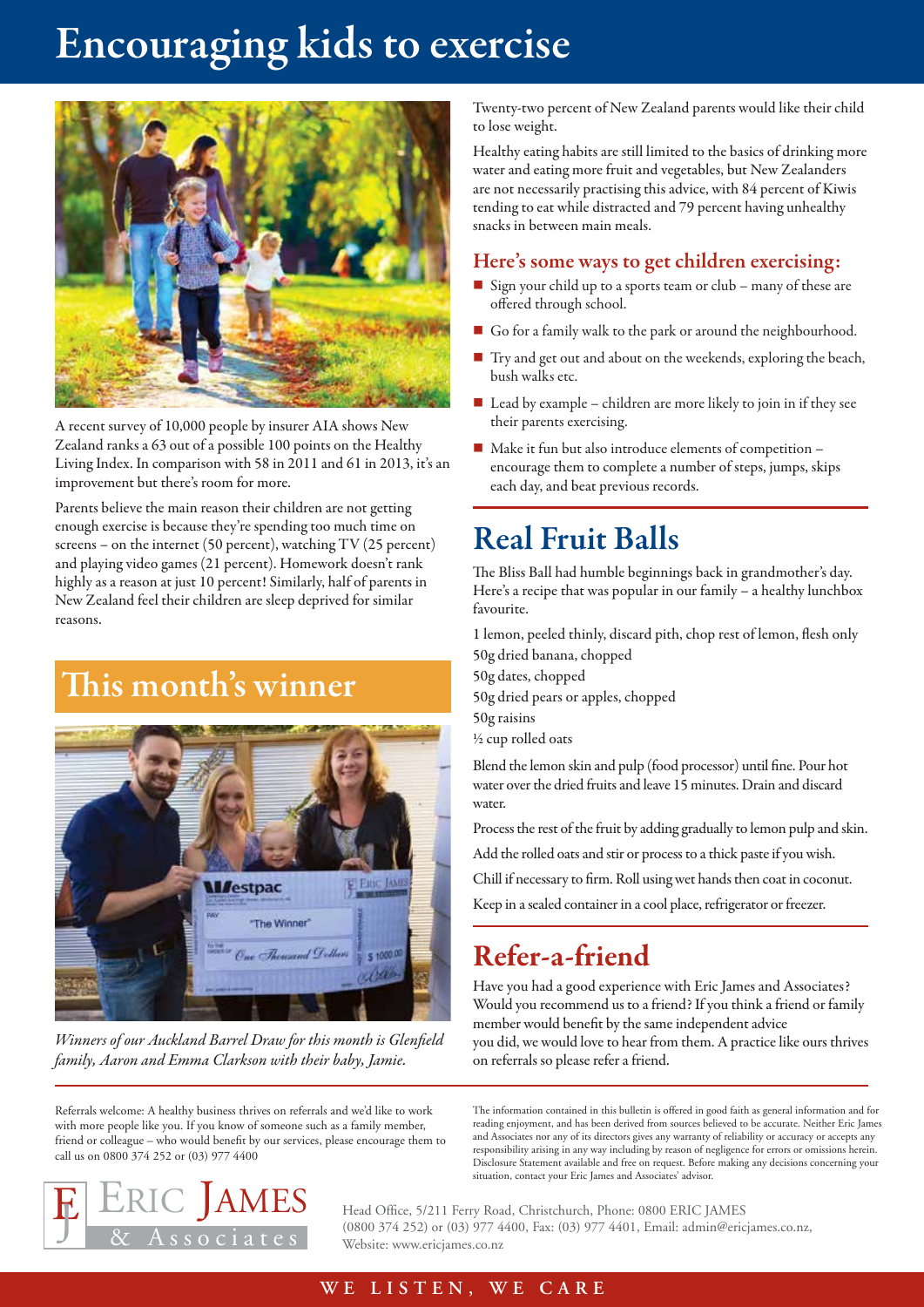# Encouraging kids to exercise

A recent survey of 10,000 people by insurer AIA shows New Zealand ranks a 63 out of a possible 100 points on the Healthy Living Index. In comparison with 58 in 2011 and 61 in 2013, it's an improvement but there's room for more.

Parents believe the main reason their children are not getting enough exercise is because they're spending too much time on screens – on the internet (50 percent), watching TV (25 percent) and playing video games (21 percent). Homework doesn't rank highly as a reason at just 10 percent! Similarly, half of parents in New Zealand feel their children are sleep deprived for similar reasons.

## This month's winner

*Winners of our Auckland Barrel Draw for this month is Glenfield family, Aaron and Emma Clarkson with their baby, Jamie.*

Twenty-two percent of New Zealand parents would like their child to lose weight.

Healthy eating habits are still limited to the basics of drinking more water and eating more fruit and vegetables, but New Zealanders are not necessarily practising this advice, with 84 percent of Kiwis tending to eat while distracted and 79 percent having unhealthy snacks in between main meals.

### Here's some ways to get children exercising:

- Sign your child up to a sports team or club – many of these are offered through school.
- Go for a family walk to the park or around the neighbourhood.
- Try and get out and about on the weekends, exploring the beach, bush walks etc.
- Lead by example – children are more likely to join in if they see their parents exercising.
- Make it fun but also introduce elements of competition – encourage them to complete a number of steps, jumps, skips each day, and beat previous records.

# Real Fruit Balls

The Bliss Ball had humble beginnings back in grandmother's day. Here's a recipe that was popular in our family – a healthy lunchbox favourite.

1 lemon, peeled thinly, discard pith, chop rest of lemon, flesh only
50g dried banana, chopped
50g dates, chopped
50g dried pears or apples, chopped
50g raisins
½ cup rolled oats

Blend the lemon skin and pulp (food processor) until fine. Pour hot water over the dried fruits and leave 15 minutes. Drain and discard water.

Process the rest of the fruit by adding gradually to lemon pulp and skin.

Add the rolled oats and stir or process to a thick paste if you wish.

Chill if necessary to firm. Roll using wet hands then coat in coconut.

Keep in a sealed container in a cool place, refrigerator or freezer.

# Refer-a-friend

Have you had a good experience with Eric James and Associates? Would you recommend us to a friend? If you think a friend or family member would benefit by the same independent advice you did, we would love to hear from them. A practice like ours thrives on referrals so please refer a friend.

Referrals welcome: A healthy business thrives on referrals and we'd like to work with more people like you. If you know of someone such as a family member, friend or colleague – who would benefit by our services, please encourage them to call us on 0800 374 252 or (03) 977 4400

The information contained in this bulletin is offered in good faith as general information and for reading enjoyment, and has been derived from sources believed to be accurate. Neither Eric James and Associates nor any of its directors gives any warranty of reliability or accuracy or accepts any responsibility arising in any way including by reason of negligence for errors or omissions herein. Disclosure Statement available and free on request. Before making any decisions concerning your situation, contact your Eric James and Associates' advisor.

Eric James & Associates

Head Office, 5/211 Ferry Road, Christchurch, Phone: 0800 ERIC JAMES (0800 374 252) or (03) 977 4400, Fax: (03) 977 4401, Email: admin@ericjames.co.nz, Website: www.ericjames.co.nz

WE LISTEN, WE CARE